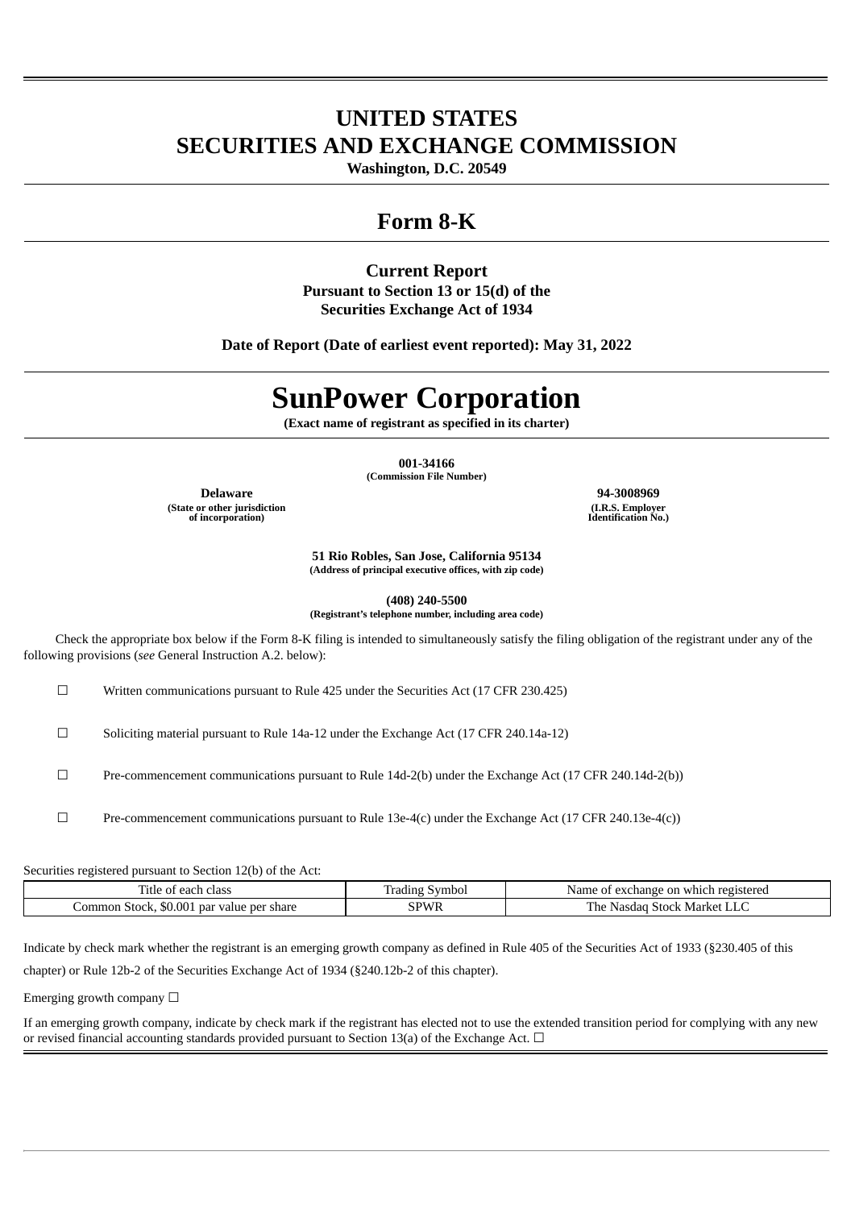# UNITED STATES
# SECURITIES AND EXCHANGE COMMISSION

**Washington, D.C. 20549**

## Form 8-K

**Current Report**
**Pursuant to Section 13 or 15(d) of the**
**Securities Exchange Act of 1934**

**Date of Report (Date of earliest event reported): May 31, 2022**

# SunPower Corporation

**(Exact name of registrant as specified in its charter)**

**001-34166**
**(Commission File Number)**

| | |
|---|---|
| **Delaware** | **94-3008969** |
| **(State or other jurisdiction of incorporation)** | **(I.R.S. Employer Identification No.)** |

**51 Rio Robles, San Jose, California 95134**
**(Address of principal executive offices, with zip code)**

**(408) 240-5500**
**(Registrant's telephone number, including area code)**

Check the appropriate box below if the Form 8-K filing is intended to simultaneously satisfy the filing obligation of the registrant under any of the following provisions (*see* General Instruction A.2. below):

☐ Written communications pursuant to Rule 425 under the Securities Act (17 CFR 230.425)

☐ Soliciting material pursuant to Rule 14a-12 under the Exchange Act (17 CFR 240.14a-12)

☐ Pre-commencement communications pursuant to Rule 14d-2(b) under the Exchange Act (17 CFR 240.14d-2(b))

☐ Pre-commencement communications pursuant to Rule 13e-4(c) under the Exchange Act (17 CFR 240.13e-4(c))

Securities registered pursuant to Section 12(b) of the Act:

| Title of each class | Trading Symbol | Name of exchange on which registered |
|---|---|---|
| Common Stock, $0.001 par value per share | SPWR | The Nasdaq Stock Market LLC |

Indicate by check mark whether the registrant is an emerging growth company as defined in Rule 405 of the Securities Act of 1933 (§230.405 of this chapter) or Rule 12b-2 of the Securities Exchange Act of 1934 (§240.12b-2 of this chapter).

Emerging growth company ☐

If an emerging growth company, indicate by check mark if the registrant has elected not to use the extended transition period for complying with any new or revised financial accounting standards provided pursuant to Section 13(a) of the Exchange Act. ☐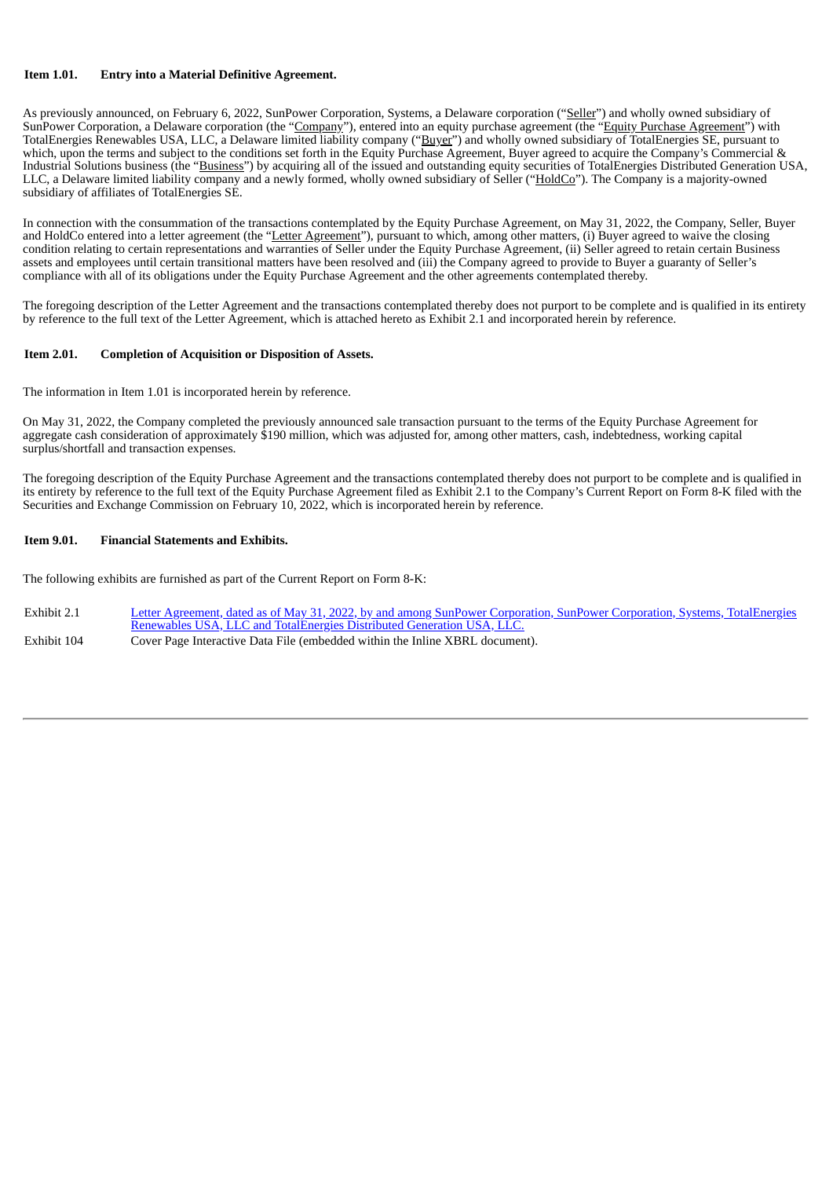**Item 1.01. Entry into a Material Definitive Agreement.**

As previously announced, on February 6, 2022, SunPower Corporation, Systems, a Delaware corporation ("Seller") and wholly owned subsidiary of SunPower Corporation, a Delaware corporation (the "Company"), entered into an equity purchase agreement (the "Equity Purchase Agreement") with TotalEnergies Renewables USA, LLC, a Delaware limited liability company ("Buyer") and wholly owned subsidiary of TotalEnergies SE, pursuant to which, upon the terms and subject to the conditions set forth in the Equity Purchase Agreement, Buyer agreed to acquire the Company's Commercial & Industrial Solutions business (the "Business") by acquiring all of the issued and outstanding equity securities of TotalEnergies Distributed Generation USA, LLC, a Delaware limited liability company and a newly formed, wholly owned subsidiary of Seller ("HoldCo"). The Company is a majority-owned subsidiary of affiliates of TotalEnergies SE.

In connection with the consummation of the transactions contemplated by the Equity Purchase Agreement, on May 31, 2022, the Company, Seller, Buyer and HoldCo entered into a letter agreement (the "Letter Agreement"), pursuant to which, among other matters, (i) Buyer agreed to waive the closing condition relating to certain representations and warranties of Seller under the Equity Purchase Agreement, (ii) Seller agreed to retain certain Business assets and employees until certain transitional matters have been resolved and (iii) the Company agreed to provide to Buyer a guaranty of Seller's compliance with all of its obligations under the Equity Purchase Agreement and the other agreements contemplated thereby.

The foregoing description of the Letter Agreement and the transactions contemplated thereby does not purport to be complete and is qualified in its entirety by reference to the full text of the Letter Agreement, which is attached hereto as Exhibit 2.1 and incorporated herein by reference.

**Item 2.01. Completion of Acquisition or Disposition of Assets.**

The information in Item 1.01 is incorporated herein by reference.

On May 31, 2022, the Company completed the previously announced sale transaction pursuant to the terms of the Equity Purchase Agreement for aggregate cash consideration of approximately $190 million, which was adjusted for, among other matters, cash, indebtedness, working capital surplus/shortfall and transaction expenses.

The foregoing description of the Equity Purchase Agreement and the transactions contemplated thereby does not purport to be complete and is qualified in its entirety by reference to the full text of the Equity Purchase Agreement filed as Exhibit 2.1 to the Company's Current Report on Form 8-K filed with the Securities and Exchange Commission on February 10, 2022, which is incorporated herein by reference.

**Item 9.01. Financial Statements and Exhibits.**

The following exhibits are furnished as part of the Current Report on Form 8-K:

| | |
|---|---|
| Exhibit 2.1 | Letter Agreement, dated as of May 31, 2022, by and among SunPower Corporation, SunPower Corporation, Systems, TotalEnergies Renewables USA, LLC and TotalEnergies Distributed Generation USA, LLC. |
| Exhibit 104 | Cover Page Interactive Data File (embedded within the Inline XBRL document). |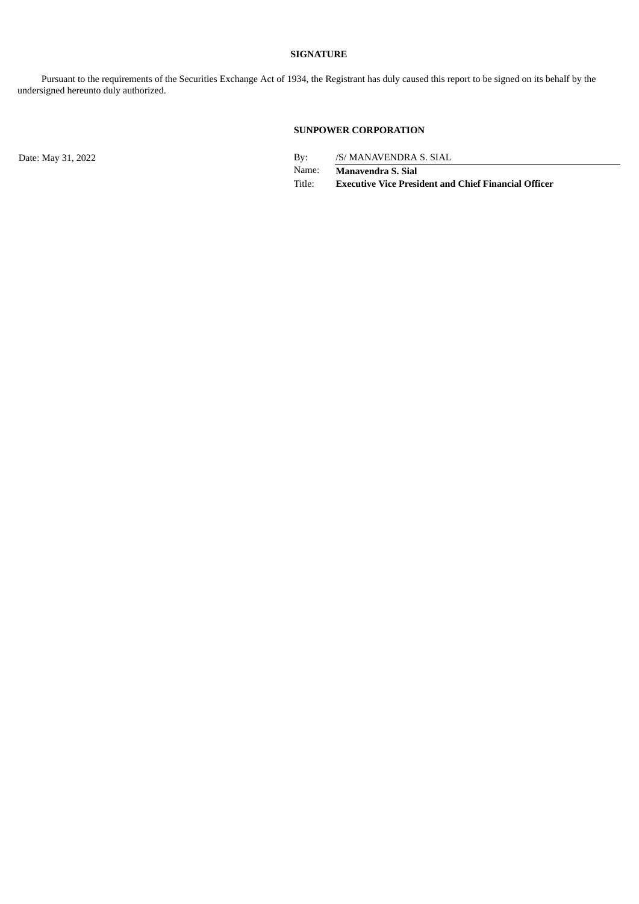**SIGNATURE**

Pursuant to the requirements of the Securities Exchange Act of 1934, the Registrant has duly caused this report to be signed on its behalf by the undersigned hereunto duly authorized.

**SUNPOWER CORPORATION**

Date: May 31, 2022

| | |
|---|---|
| By: | /S/ MANAVENDRA S. SIAL |
| Name: | **Manavendra S. Sial** |
| Title: | **Executive Vice President and Chief Financial Officer** |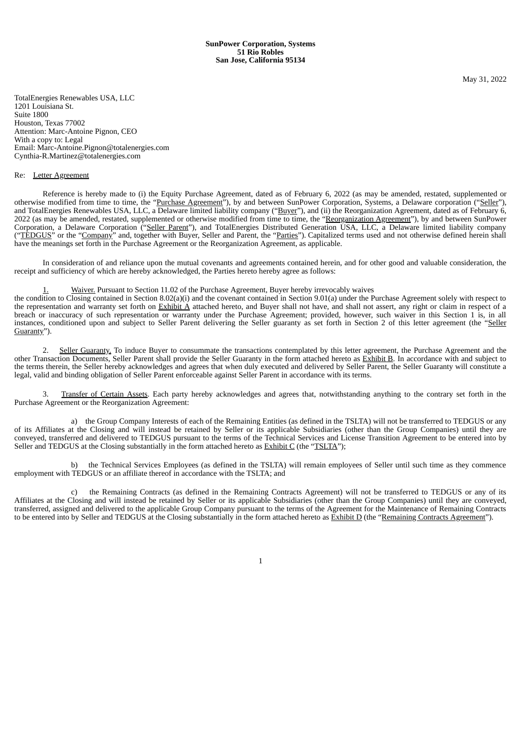**SunPower Corporation, Systems**
**51 Rio Robles**
**San Jose, California 95134**

May 31, 2022

TotalEnergies Renewables USA, LLC
1201 Louisiana St.
Suite 1800
Houston, Texas 77002
Attention: Marc-Antoine Pignon, CEO
With a copy to: Legal
Email: Marc-Antoine.Pignon@totalenergies.com
Cynthia-R.Martinez@totalenergies.com

Re: Letter Agreement

Reference is hereby made to (i) the Equity Purchase Agreement, dated as of February 6, 2022 (as may be amended, restated, supplemented or otherwise modified from time to time, the "Purchase Agreement"), by and between SunPower Corporation, Systems, a Delaware corporation ("Seller"), and TotalEnergies Renewables USA, LLC, a Delaware limited liability company ("Buyer"), and (ii) the Reorganization Agreement, dated as of February 6, 2022 (as may be amended, restated, supplemented or otherwise modified from time to time, the "Reorganization Agreement"), by and between SunPower Corporation, a Delaware Corporation ("Seller Parent"), and TotalEnergies Distributed Generation USA, LLC, a Delaware limited liability company ("TEDGUS" or the "Company" and, together with Buyer, Seller and Parent, the "Parties"). Capitalized terms used and not otherwise defined herein shall have the meanings set forth in the Purchase Agreement or the Reorganization Agreement, as applicable.

In consideration of and reliance upon the mutual covenants and agreements contained herein, and for other good and valuable consideration, the receipt and sufficiency of which are hereby acknowledged, the Parties hereto hereby agree as follows:

1. Waiver. Pursuant to Section 11.02 of the Purchase Agreement, Buyer hereby irrevocably waives the condition to Closing contained in Section 8.02(a)(i) and the covenant contained in Section 9.01(a) under the Purchase Agreement solely with respect to the representation and warranty set forth on Exhibit A attached hereto, and Buyer shall not have, and shall not assert, any right or claim in respect of a breach or inaccuracy of such representation or warranty under the Purchase Agreement; provided, however, such waiver in this Section 1 is, in all instances, conditioned upon and subject to Seller Parent delivering the Seller guaranty as set forth in Section 2 of this letter agreement (the "Seller Guaranty").

2. Seller Guaranty. To induce Buyer to consummate the transactions contemplated by this letter agreement, the Purchase Agreement and the other Transaction Documents, Seller Parent shall provide the Seller Guaranty in the form attached hereto as Exhibit B. In accordance with and subject to the terms therein, the Seller hereby acknowledges and agrees that when duly executed and delivered by Seller Parent, the Seller Guaranty will constitute a legal, valid and binding obligation of Seller Parent enforceable against Seller Parent in accordance with its terms.

3. Transfer of Certain Assets. Each party hereby acknowledges and agrees that, notwithstanding anything to the contrary set forth in the Purchase Agreement or the Reorganization Agreement:

a) the Group Company Interests of each of the Remaining Entities (as defined in the TSLTA) will not be transferred to TEDGUS or any of its Affiliates at the Closing and will instead be retained by Seller or its applicable Subsidiaries (other than the Group Companies) until they are conveyed, transferred and delivered to TEDGUS pursuant to the terms of the Technical Services and License Transition Agreement to be entered into by Seller and TEDGUS at the Closing substantially in the form attached hereto as Exhibit C (the "TSLTA");

b) the Technical Services Employees (as defined in the TSLTA) will remain employees of Seller until such time as they commence employment with TEDGUS or an affiliate thereof in accordance with the TSLTA; and

c) the Remaining Contracts (as defined in the Remaining Contracts Agreement) will not be transferred to TEDGUS or any of its Affiliates at the Closing and will instead be retained by Seller or its applicable Subsidiaries (other than the Group Companies) until they are conveyed, transferred, assigned and delivered to the applicable Group Company pursuant to the terms of the Agreement for the Maintenance of Remaining Contracts to be entered into by Seller and TEDGUS at the Closing substantially in the form attached hereto as Exhibit D (the "Remaining Contracts Agreement").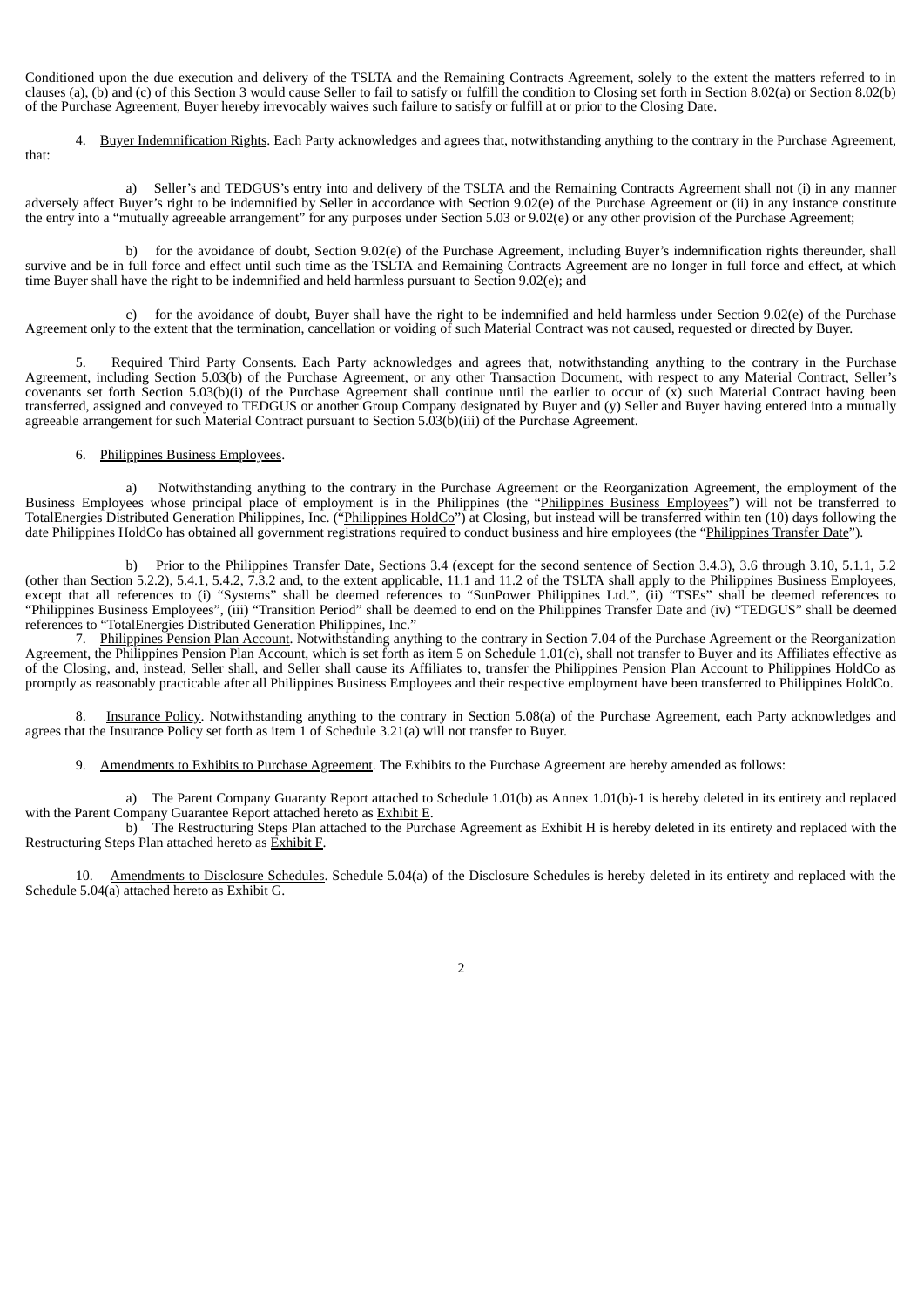Conditioned upon the due execution and delivery of the TSLTA and the Remaining Contracts Agreement, solely to the extent the matters referred to in clauses (a), (b) and (c) of this Section 3 would cause Seller to fail to satisfy or fulfill the condition to Closing set forth in Section 8.02(a) or Section 8.02(b) of the Purchase Agreement, Buyer hereby irrevocably waives such failure to satisfy or fulfill at or prior to the Closing Date.

4. Buyer Indemnification Rights. Each Party acknowledges and agrees that, notwithstanding anything to the contrary in the Purchase Agreement, that:

a) Seller's and TEDGUS's entry into and delivery of the TSLTA and the Remaining Contracts Agreement shall not (i) in any manner adversely affect Buyer's right to be indemnified by Seller in accordance with Section 9.02(e) of the Purchase Agreement or (ii) in any instance constitute the entry into a "mutually agreeable arrangement" for any purposes under Section 5.03 or 9.02(e) or any other provision of the Purchase Agreement;

b) for the avoidance of doubt, Section 9.02(e) of the Purchase Agreement, including Buyer's indemnification rights thereunder, shall survive and be in full force and effect until such time as the TSLTA and Remaining Contracts Agreement are no longer in full force and effect, at which time Buyer shall have the right to be indemnified and held harmless pursuant to Section 9.02(e); and

c) for the avoidance of doubt, Buyer shall have the right to be indemnified and held harmless under Section 9.02(e) of the Purchase Agreement only to the extent that the termination, cancellation or voiding of such Material Contract was not caused, requested or directed by Buyer.

5. Required Third Party Consents. Each Party acknowledges and agrees that, notwithstanding anything to the contrary in the Purchase Agreement, including Section 5.03(b) of the Purchase Agreement, or any other Transaction Document, with respect to any Material Contract, Seller's covenants set forth Section 5.03(b)(i) of the Purchase Agreement shall continue until the earlier to occur of (x) such Material Contract having been transferred, assigned and conveyed to TEDGUS or another Group Company designated by Buyer and (y) Seller and Buyer having entered into a mutually agreeable arrangement for such Material Contract pursuant to Section 5.03(b)(iii) of the Purchase Agreement.

6. Philippines Business Employees.

a) Notwithstanding anything to the contrary in the Purchase Agreement or the Reorganization Agreement, the employment of the Business Employees whose principal place of employment is in the Philippines (the "Philippines Business Employees") will not be transferred to TotalEnergies Distributed Generation Philippines, Inc. ("Philippines HoldCo") at Closing, but instead will be transferred within ten (10) days following the date Philippines HoldCo has obtained all government registrations required to conduct business and hire employees (the "Philippines Transfer Date").

b) Prior to the Philippines Transfer Date, Sections 3.4 (except for the second sentence of Section 3.4.3), 3.6 through 3.10, 5.1.1, 5.2 (other than Section 5.2.2), 5.4.1, 5.4.2, 7.3.2 and, to the extent applicable, 11.1 and 11.2 of the TSLTA shall apply to the Philippines Business Employees, except that all references to (i) "Systems" shall be deemed references to "SunPower Philippines Ltd.", (ii) "TSEs" shall be deemed references to "Philippines Business Employees", (iii) "Transition Period" shall be deemed to end on the Philippines Transfer Date and (iv) "TEDGUS" shall be deemed references to "TotalEnergies Distributed Generation Philippines, Inc."

7. Philippines Pension Plan Account. Notwithstanding anything to the contrary in Section 7.04 of the Purchase Agreement or the Reorganization Agreement, the Philippines Pension Plan Account, which is set forth as item 5 on Schedule 1.01(c), shall not transfer to Buyer and its Affiliates effective as of the Closing, and, instead, Seller shall, and Seller shall cause its Affiliates to, transfer the Philippines Pension Plan Account to Philippines HoldCo as promptly as reasonably practicable after all Philippines Business Employees and their respective employment have been transferred to Philippines HoldCo.

8. Insurance Policy. Notwithstanding anything to the contrary in Section 5.08(a) of the Purchase Agreement, each Party acknowledges and agrees that the Insurance Policy set forth as item 1 of Schedule 3.21(a) will not transfer to Buyer.

9. Amendments to Exhibits to Purchase Agreement. The Exhibits to the Purchase Agreement are hereby amended as follows:

a) The Parent Company Guaranty Report attached to Schedule 1.01(b) as Annex 1.01(b)-1 is hereby deleted in its entirety and replaced with the Parent Company Guarantee Report attached hereto as Exhibit E.

b) The Restructuring Steps Plan attached to the Purchase Agreement as Exhibit H is hereby deleted in its entirety and replaced with the Restructuring Steps Plan attached hereto as Exhibit F.

10. Amendments to Disclosure Schedules. Schedule 5.04(a) of the Disclosure Schedules is hereby deleted in its entirety and replaced with the Schedule 5.04(a) attached hereto as Exhibit G.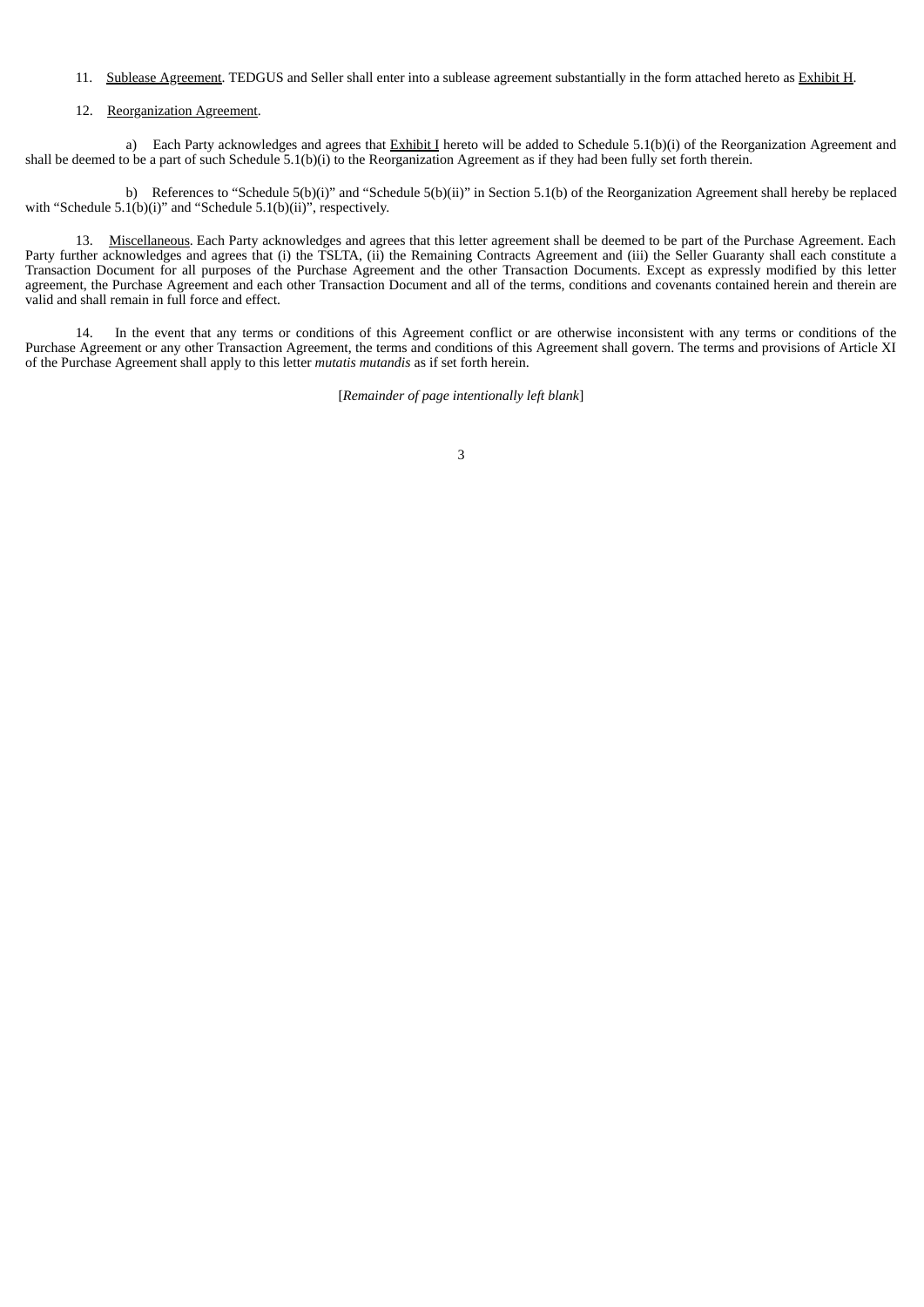11. Sublease Agreement. TEDGUS and Seller shall enter into a sublease agreement substantially in the form attached hereto as Exhibit H.

12. Reorganization Agreement.

a) Each Party acknowledges and agrees that Exhibit I hereto will be added to Schedule 5.1(b)(i) of the Reorganization Agreement and shall be deemed to be a part of such Schedule 5.1(b)(i) to the Reorganization Agreement as if they had been fully set forth therein.

b) References to "Schedule 5(b)(i)" and "Schedule 5(b)(ii)" in Section 5.1(b) of the Reorganization Agreement shall hereby be replaced with "Schedule 5.1(b)(i)" and "Schedule 5.1(b)(ii)", respectively.

13. Miscellaneous. Each Party acknowledges and agrees that this letter agreement shall be deemed to be part of the Purchase Agreement. Each Party further acknowledges and agrees that (i) the TSLTA, (ii) the Remaining Contracts Agreement and (iii) the Seller Guaranty shall each constitute a Transaction Document for all purposes of the Purchase Agreement and the other Transaction Documents. Except as expressly modified by this letter agreement, the Purchase Agreement and each other Transaction Document and all of the terms, conditions and covenants contained herein and therein are valid and shall remain in full force and effect.

14. In the event that any terms or conditions of this Agreement conflict or are otherwise inconsistent with any terms or conditions of the Purchase Agreement or any other Transaction Agreement, the terms and conditions of this Agreement shall govern. The terms and provisions of Article XI of the Purchase Agreement shall apply to this letter *mutatis mutandis* as if set forth herein.

[*Remainder of page intentionally left blank*]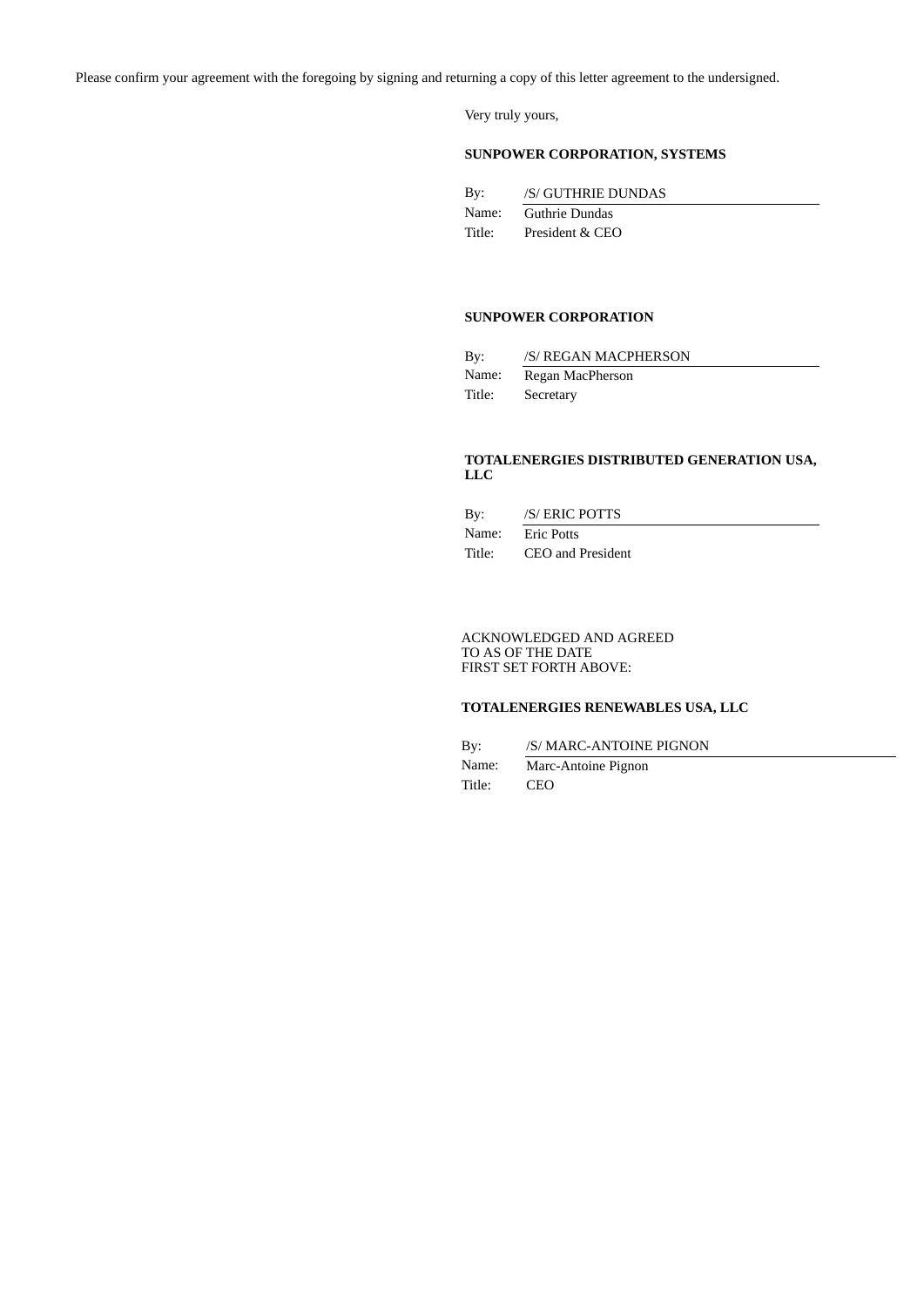Please confirm your agreement with the foregoing by signing and returning a copy of this letter agreement to the undersigned.

Very truly yours,

**SUNPOWER CORPORATION, SYSTEMS**

By: /S/ GUTHRIE DUNDAS
Name: Guthrie Dundas
Title: President & CEO

**SUNPOWER CORPORATION**

By: /S/ REGAN MACPHERSON
Name: Regan MacPherson
Title: Secretary

**TOTALENERGIES DISTRIBUTED GENERATION USA, LLC**

By: /S/ ERIC POTTS
Name: Eric Potts
Title: CEO and President

ACKNOWLEDGED AND AGREED
TO AS OF THE DATE
FIRST SET FORTH ABOVE:

**TOTALENERGIES RENEWABLES USA, LLC**

By: /S/ MARC-ANTOINE PIGNON
Name: Marc-Antoine Pignon
Title: CEO